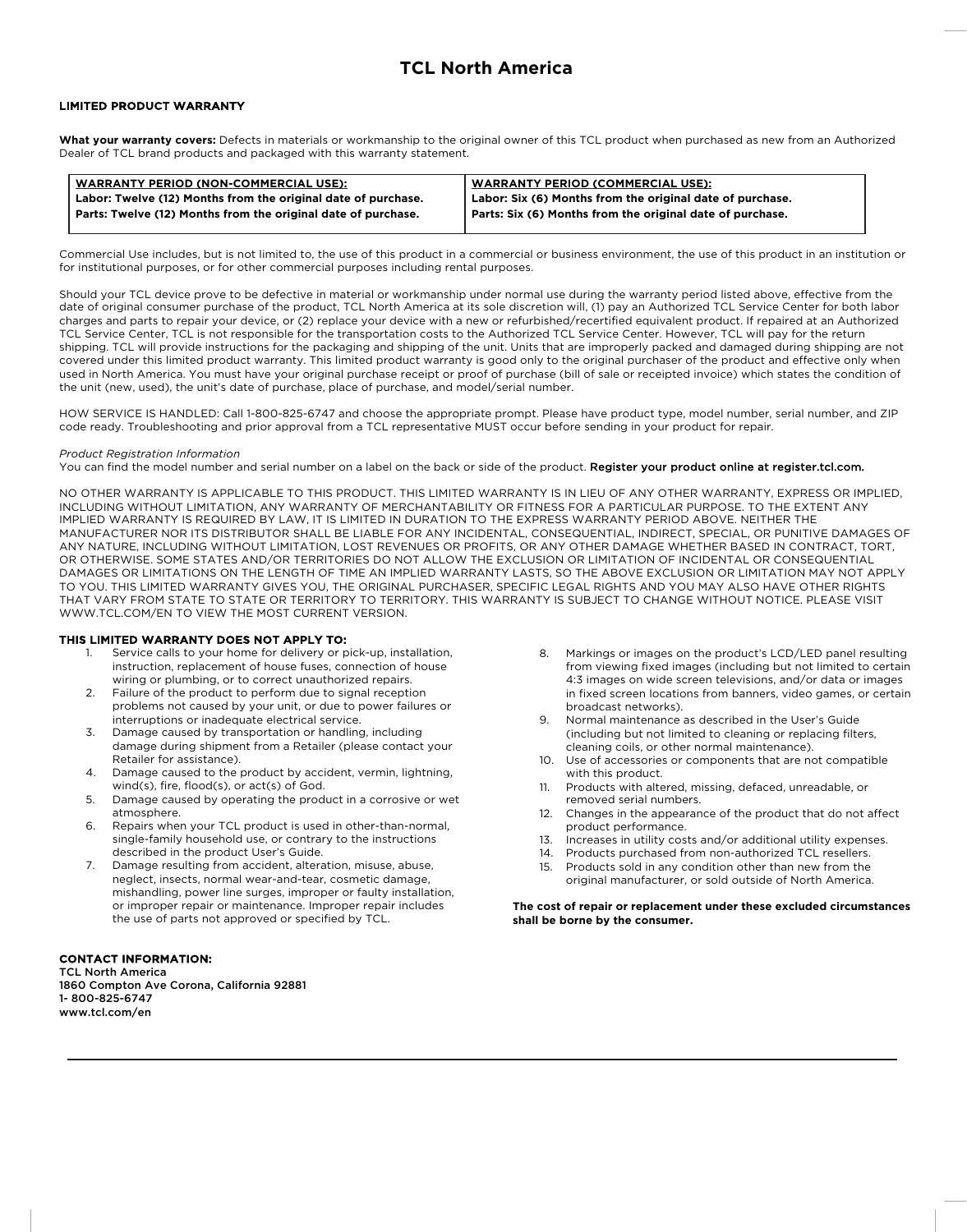# TCL North America

**LIMITED PRODUCT WARRANTY**

**What your warranty covers:** Defects in materials or workmanship to the original owner of this TCL product when purchased as new from an Authorized Dealer of TCL brand products and packaged with this warranty statement.

| **WARRANTY PERIOD (NON-COMMERCIAL USE):** | **WARRANTY PERIOD (COMMERCIAL USE):** |
|---|---|
| **Labor: Twelve (12) Months from the original date of purchase.** | **Labor: Six (6) Months from the original date of purchase.** |
| **Parts: Twelve (12) Months from the original date of purchase.** | **Parts: Six (6) Months from the original date of purchase.** |

Commercial Use includes, but is not limited to, the use of this product in a commercial or business environment, the use of this product in an institution or for institutional purposes, or for other commercial purposes including rental purposes.

Should your TCL device prove to be defective in material or workmanship under normal use during the warranty period listed above, effective from the date of original consumer purchase of the product, TCL North America at its sole discretion will, (1) pay an Authorized TCL Service Center for both labor charges and parts to repair your device, or (2) replace your device with a new or refurbished/recertified equivalent product. If repaired at an Authorized TCL Service Center, TCL is not responsible for the transportation costs to the Authorized TCL Service Center. However, TCL will pay for the return shipping. TCL will provide instructions for the packaging and shipping of the unit. Units that are improperly packed and damaged during shipping are not covered under this limited product warranty. This limited product warranty is good only to the original purchaser of the product and effective only when used in North America. You must have your original purchase receipt or proof of purchase (bill of sale or receipted invoice) which states the condition of the unit (new, used), the unit's date of purchase, place of purchase, and model/serial number.

HOW SERVICE IS HANDLED: Call 1-800-825-6747 and choose the appropriate prompt. Please have product type, model number, serial number, and ZIP code ready. Troubleshooting and prior approval from a TCL representative MUST occur before sending in your product for repair.

*Product Registration Information*
You can find the model number and serial number on a label on the back or side of the product. Register your product online at register.tcl.com.

NO OTHER WARRANTY IS APPLICABLE TO THIS PRODUCT. THIS LIMITED WARRANTY IS IN LIEU OF ANY OTHER WARRANTY, EXPRESS OR IMPLIED, INCLUDING WITHOUT LIMITATION, ANY WARRANTY OF MERCHANTABILITY OR FITNESS FOR A PARTICULAR PURPOSE. TO THE EXTENT ANY IMPLIED WARRANTY IS REQUIRED BY LAW, IT IS LIMITED IN DURATION TO THE EXPRESS WARRANTY PERIOD ABOVE. NEITHER THE MANUFACTURER NOR ITS DISTRIBUTOR SHALL BE LIABLE FOR ANY INCIDENTAL, CONSEQUENTIAL, INDIRECT, SPECIAL, OR PUNITIVE DAMAGES OF ANY NATURE, INCLUDING WITHOUT LIMITATION, LOST REVENUES OR PROFITS, OR ANY OTHER DAMAGE WHETHER BASED IN CONTRACT, TORT, OR OTHERWISE. SOME STATES AND/OR TERRITORIES DO NOT ALLOW THE EXCLUSION OR LIMITATION OF INCIDENTAL OR CONSEQUENTIAL DAMAGES OR LIMITATIONS ON THE LENGTH OF TIME AN IMPLIED WARRANTY LASTS, SO THE ABOVE EXCLUSION OR LIMITATION MAY NOT APPLY TO YOU. THIS LIMITED WARRANTY GIVES YOU, THE ORIGINAL PURCHASER, SPECIFIC LEGAL RIGHTS AND YOU MAY ALSO HAVE OTHER RIGHTS THAT VARY FROM STATE TO STATE OR TERRITORY TO TERRITORY. THIS WARRANTY IS SUBJECT TO CHANGE WITHOUT NOTICE. PLEASE VISIT WWW.TCL.COM/EN TO VIEW THE MOST CURRENT VERSION.

**THIS LIMITED WARRANTY DOES NOT APPLY TO:**

1. Service calls to your home for delivery or pick-up, installation, instruction, replacement of house fuses, connection of house wiring or plumbing, or to correct unauthorized repairs.
2. Failure of the product to perform due to signal reception problems not caused by your unit, or due to power failures or interruptions or inadequate electrical service.
3. Damage caused by transportation or handling, including damage during shipment from a Retailer (please contact your Retailer for assistance).
4. Damage caused to the product by accident, vermin, lightning, wind(s), fire, flood(s), or act(s) of God.
5. Damage caused by operating the product in a corrosive or wet atmosphere.
6. Repairs when your TCL product is used in other-than-normal, single-family household use, or contrary to the instructions described in the product User's Guide.
7. Damage resulting from accident, alteration, misuse, abuse, neglect, insects, normal wear-and-tear, cosmetic damage, mishandling, power line surges, improper or faulty installation, or improper repair or maintenance. Improper repair includes the use of parts not approved or specified by TCL.
8. Markings or images on the product's LCD/LED panel resulting from viewing fixed images (including but not limited to certain 4:3 images on wide screen televisions, and/or data or images in fixed screen locations from banners, video games, or certain broadcast networks).
9. Normal maintenance as described in the User's Guide (including but not limited to cleaning or replacing filters, cleaning coils, or other normal maintenance).
10. Use of accessories or components that are not compatible with this product.
11. Products with altered, missing, defaced, unreadable, or removed serial numbers.
12. Changes in the appearance of the product that do not affect product performance.
13. Increases in utility costs and/or additional utility expenses.
14. Products purchased from non-authorized TCL resellers.
15. Products sold in any condition other than new from the original manufacturer, or sold outside of North America.

**The cost of repair or replacement under these excluded circumstances shall be borne by the consumer.**

**CONTACT INFORMATION:**
TCL North America
1860 Compton Ave Corona, California 92881
1- 800-825-6747
www.tcl.com/en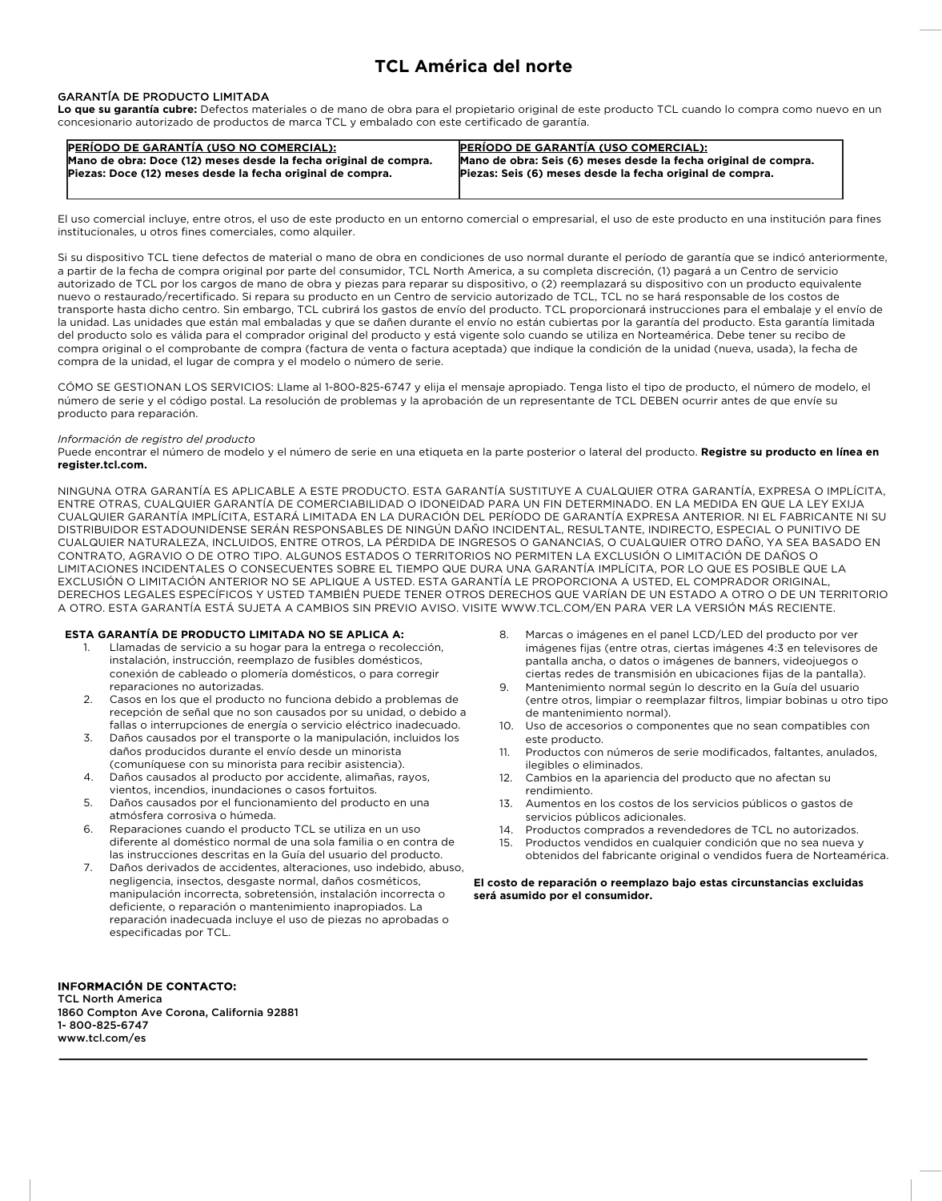# TCL América del norte

GARANTÍA DE PRODUCTO LIMITADA

**Lo que su garantía cubre:** Defectos materiales o de mano de obra para el propietario original de este producto TCL cuando lo compra como nuevo en un concesionario autorizado de productos de marca TCL y embalado con este certificado de garantía.

| **PERÍODO DE GARANTÍA (USO NO COMERCIAL):** | **PERÍODO DE GARANTÍA (USO COMERCIAL):** |
|---|---|
| **Mano de obra: Doce (12) meses desde la fecha original de compra.** | **Mano de obra: Seis (6) meses desde la fecha original de compra.** |
| **Piezas: Doce (12) meses desde la fecha original de compra.** | **Piezas: Seis (6) meses desde la fecha original de compra.** |

El uso comercial incluye, entre otros, el uso de este producto en un entorno comercial o empresarial, el uso de este producto en una institución para fines institucionales, u otros fines comerciales, como alquiler.

Si su dispositivo TCL tiene defectos de material o mano de obra en condiciones de uso normal durante el período de garantía que se indicó anteriormente, a partir de la fecha de compra original por parte del consumidor, TCL North America, a su completa discreción, (1) pagará a un Centro de servicio autorizado de TCL por los cargos de mano de obra y piezas para reparar su dispositivo, o (2) reemplazará su dispositivo con un producto equivalente nuevo o restaurado/recertificado. Si repara su producto en un Centro de servicio autorizado de TCL, TCL no se hará responsable de los costos de transporte hasta dicho centro. Sin embargo, TCL cubrirá los gastos de envío del producto. TCL proporcionará instrucciones para el embalaje y el envío de la unidad. Las unidades que están mal embaladas y que se dañen durante el envío no están cubiertas por la garantía del producto. Esta garantía limitada del producto solo es válida para el comprador original del producto y está vigente solo cuando se utiliza en Norteamérica. Debe tener su recibo de compra original o el comprobante de compra (factura de venta o factura aceptada) que indique la condición de la unidad (nueva, usada), la fecha de compra de la unidad, el lugar de compra y el modelo o número de serie.

CÓMO SE GESTIONAN LOS SERVICIOS: Llame al 1-800-825-6747 y elija el mensaje apropiado. Tenga listo el tipo de producto, el número de modelo, el número de serie y el código postal. La resolución de problemas y la aprobación de un representante de TCL DEBEN ocurrir antes de que envíe su producto para reparación.

*Información de registro del producto*

Puede encontrar el número de modelo y el número de serie en una etiqueta en la parte posterior o lateral del producto. **Registre su producto en línea en register.tcl.com.**

NINGUNA OTRA GARANTÍA ES APLICABLE A ESTE PRODUCTO. ESTA GARANTÍA SUSTITUYE A CUALQUIER OTRA GARANTÍA, EXPRESA O IMPLÍCITA, ENTRE OTRAS, CUALQUIER GARANTÍA DE COMERCIABILIDAD O IDONEIDAD PARA UN FIN DETERMINADO. EN LA MEDIDA EN QUE LA LEY EXIJA CUALQUIER GARANTÍA IMPLÍCITA, ESTARÁ LIMITADA EN LA DURACIÓN DEL PERÍODO DE GARANTÍA EXPRESA ANTERIOR. NI EL FABRICANTE NI SU DISTRIBUIDOR ESTADOUNIDENSE SERÁN RESPONSABLES DE NINGÚN DAÑO INCIDENTAL, RESULTANTE, INDIRECTO, ESPECIAL O PUNITIVO DE CUALQUIER NATURALEZA, INCLUIDOS, ENTRE OTROS, LA PÉRDIDA DE INGRESOS O GANANCIAS, O CUALQUIER OTRO DAÑO, YA SEA BASADO EN CONTRATO, AGRAVIO O DE OTRO TIPO. ALGUNOS ESTADOS O TERRITORIOS NO PERMITEN LA EXCLUSIÓN O LIMITACIÓN DE DAÑOS O LIMITACIONES INCIDENTALES O CONSECUENTES SOBRE EL TIEMPO QUE DURA UNA GARANTÍA IMPLÍCITA, POR LO QUE ES POSIBLE QUE LA EXCLUSIÓN O LIMITACIÓN ANTERIOR NO SE APLIQUE A USTED. ESTA GARANTÍA LE PROPORCIONA A USTED, EL COMPRADOR ORIGINAL, DERECHOS LEGALES ESPECÍFICOS Y USTED TAMBIÉN PUEDE TENER OTROS DERECHOS QUE VARÍAN DE UN ESTADO A OTRO O DE UN TERRITORIO A OTRO. ESTA GARANTÍA ESTÁ SUJETA A CAMBIOS SIN PREVIO AVISO. VISITE WWW.TCL.COM/EN PARA VER LA VERSIÓN MÁS RECIENTE.

**ESTA GARANTÍA DE PRODUCTO LIMITADA NO SE APLICA A:**

1. Llamadas de servicio a su hogar para la entrega o recolección, instalación, instrucción, reemplazo de fusibles domésticos, conexión de cableado o plomería domésticos, o para corregir reparaciones no autorizadas.
2. Casos en los que el producto no funciona debido a problemas de recepción de señal que no son causados por su unidad, o debido a fallas o interrupciones de energía o servicio eléctrico inadecuado.
3. Daños causados por el transporte o la manipulación, incluidos los daños producidos durante el envío desde un minorista (comuníquese con su minorista para recibir asistencia).
4. Daños causados al producto por accidente, alimañas, rayos, vientos, incendios, inundaciones o casos fortuitos.
5. Daños causados por el funcionamiento del producto en una atmósfera corrosiva o húmeda.
6. Reparaciones cuando el producto TCL se utiliza en un uso diferente al doméstico normal de una sola familia o en contra de las instrucciones descritas en la Guía del usuario del producto.
7. Daños derivados de accidentes, alteraciones, uso indebido, abuso, negligencia, insectos, desgaste normal, daños cosméticos, manipulación incorrecta, sobretensión, instalación incorrecta o deficiente, o reparación o mantenimiento inapropiados. La reparación inadecuada incluye el uso de piezas no aprobadas o especificadas por TCL.
8. Marcas o imágenes en el panel LCD/LED del producto por ver imágenes fijas (entre otras, ciertas imágenes 4:3 en televisores de pantalla ancha, o datos o imágenes de banners, videojuegos o ciertas redes de transmisión en ubicaciones fijas de la pantalla).
9. Mantenimiento normal según lo descrito en la Guía del usuario (entre otros, limpiar o reemplazar filtros, limpiar bobinas u otro tipo de mantenimiento normal).
10. Uso de accesorios o componentes que no sean compatibles con este producto.
11. Productos con números de serie modificados, faltantes, anulados, ilegibles o eliminados.
12. Cambios en la apariencia del producto que no afectan su rendimiento.
13. Aumentos en los costos de los servicios públicos o gastos de servicios públicos adicionales.
14. Productos comprados a revendedores de TCL no autorizados.
15. Productos vendidos en cualquier condición que no sea nueva y obtenidos del fabricante original o vendidos fuera de Norteamérica.

**El costo de reparación o reemplazo bajo estas circunstancias excluidas será asumido por el consumidor.**

**INFORMACIÓN DE CONTACTO:**
TCL North America
1860 Compton Ave Corona, California 92881
1- 800-825-6747
www.tcl.com/es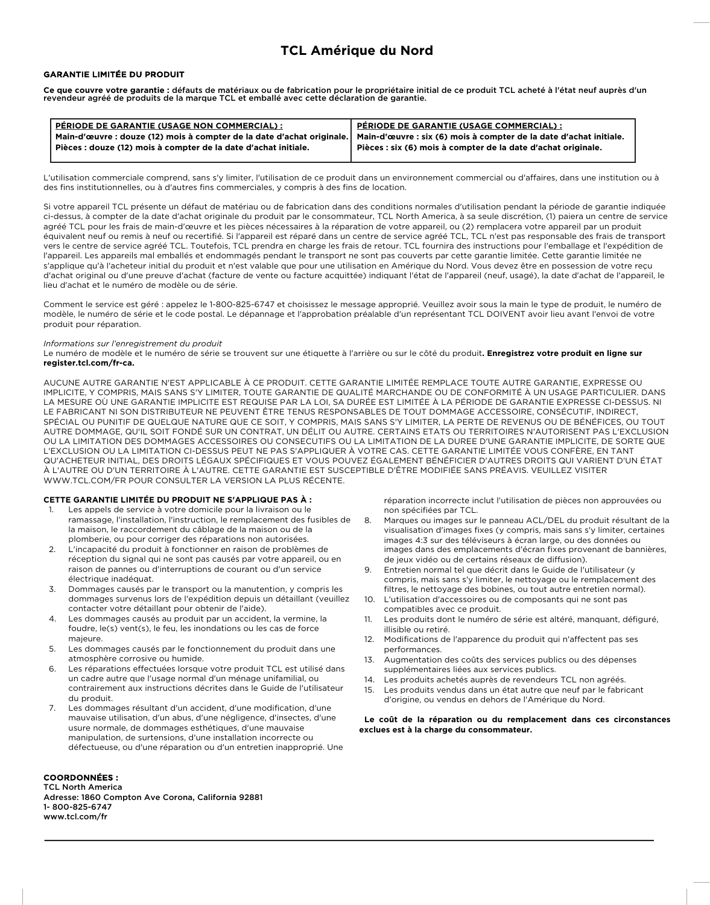# TCL Amérique du Nord

**GARANTIE LIMITÉE DU PRODUIT**

**Ce que couvre votre garantie :** **défauts de matériaux ou de fabrication pour le propriétaire initial de ce produit TCL acheté à l'état neuf auprès d'un revendeur agréé de produits de la marque TCL et emballé avec cette déclaration de garantie.**

| PÉRIODE DE GARANTIE (USAGE NON COMMERCIAL) : | PÉRIODE DE GARANTIE (USAGE COMMERCIAL) : |
|---|---|
| **Main-d'œuvre : douze (12) mois à compter de la date d'achat originale.**<br>**Pièces : douze (12) mois à compter de la date d'achat initiale.** | **Main-d'œuvre : six (6) mois à compter de la date d'achat initiale.**<br>**Pièces : six (6) mois à compter de la date d'achat originale.** |

L'utilisation commerciale comprend, sans s'y limiter, l'utilisation de ce produit dans un environnement commercial ou d'affaires, dans une institution ou à des fins institutionnelles, ou à d'autres fins commerciales, y compris à des fins de location.

Si votre appareil TCL présente un défaut de matériau ou de fabrication dans des conditions normales d'utilisation pendant la période de garantie indiquée ci-dessus, à compter de la date d'achat originale du produit par le consommateur, TCL North America, à sa seule discrétion, (1) paiera un centre de service agréé TCL pour les frais de main-d'œuvre et les pièces nécessaires à la réparation de votre appareil, ou (2) remplacera votre appareil par un produit équivalent neuf ou remis à neuf ou recertifié. Si l'appareil est réparé dans un centre de service agréé TCL, TCL n'est pas responsable des frais de transport vers le centre de service agréé TCL. Toutefois, TCL prendra en charge les frais de retour. TCL fournira des instructions pour l'emballage et l'expédition de l'appareil. Les appareils mal emballés et endommagés pendant le transport ne sont pas couverts par cette garantie limitée. Cette garantie limitée ne s'applique qu'à l'acheteur initial du produit et n'est valable que pour une utilisation en Amérique du Nord. Vous devez être en possession de votre reçu d'achat original ou d'une preuve d'achat (facture de vente ou facture acquittée) indiquant l'état de l'appareil (neuf, usagé), la date d'achat de l'appareil, le lieu d'achat et le numéro de modèle ou de série.

Comment le service est géré : appelez le 1-800-825-6747 et choisissez le message approprié. Veuillez avoir sous la main le type de produit, le numéro de modèle, le numéro de série et le code postal. Le dépannage et l'approbation préalable d'un représentant TCL DOIVENT avoir lieu avant l'envoi de votre produit pour réparation.

*Informations sur l'enregistrement du produit*
Le numéro de modèle et le numéro de série se trouvent sur une étiquette à l'arrière ou sur le côté du produit**. Enregistrez votre produit en ligne sur register.tcl.com/fr-ca.**

AUCUNE AUTRE GARANTIE N'EST APPLICABLE À CE PRODUIT. CETTE GARANTIE LIMITÉE REMPLACE TOUTE AUTRE GARANTIE, EXPRESSE OU IMPLICITE, Y COMPRIS, MAIS SANS S'Y LIMITER, TOUTE GARANTIE DE QUALITÉ MARCHANDE OU DE CONFORMITÉ À UN USAGE PARTICULIER. DANS LA MESURE OÙ UNE GARANTIE IMPLICITE EST REQUISE PAR LA LOI, SA DURÉE EST LIMITÉE À LA PÉRIODE DE GARANTIE EXPRESSE CI-DESSUS. NI LE FABRICANT NI SON DISTRIBUTEUR NE PEUVENT ÊTRE TENUS RESPONSABLES DE TOUT DOMMAGE ACCESSOIRE, CONSÉCUTIF, INDIRECT, SPÉCIAL OU PUNITIF DE QUELQUE NATURE QUE CE SOIT, Y COMPRIS, MAIS SANS S'Y LIMITER, LA PERTE DE REVENUS OU DE BÉNÉFICES, OU TOUT AUTRE DOMMAGE, QU'IL SOIT FONDÉ SUR UN CONTRAT, UN DÉLIT OU AUTRE. CERTAINS ETATS OU TERRITOIRES N'AUTORISENT PAS L'EXCLUSION OU LA LIMITATION DES DOMMAGES ACCESSOIRES OU CONSECUTIFS OU LA LIMITATION DE LA DUREE D'UNE GARANTIE IMPLICITE, DE SORTE QUE L'EXCLUSION OU LA LIMITATION CI-DESSUS PEUT NE PAS S'APPLIQUER À VOTRE CAS. CETTE GARANTIE LIMITÉE VOUS CONFÈRE, EN TANT QU'ACHETEUR INITIAL, DES DROITS LÉGAUX SPÉCIFIQUES ET VOUS POUVEZ ÉGALEMENT BÉNÉFICIER D'AUTRES DROITS QUI VARIENT D'UN ÉTAT À L'AUTRE OU D'UN TERRITOIRE À L'AUTRE. CETTE GARANTIE EST SUSCEPTIBLE D'ÊTRE MODIFIÉE SANS PRÉAVIS. VEUILLEZ VISITER WWW.TCL.COM/FR POUR CONSULTER LA VERSION LA PLUS RÉCENTE.

**CETTE GARANTIE LIMITÉE DU PRODUIT NE S'APPLIQUE PAS À :**

1. Les appels de service à votre domicile pour la livraison ou le ramassage, l'installation, l'instruction, le remplacement des fusibles de la maison, le raccordement du câblage de la maison ou de la plomberie, ou pour corriger des réparations non autorisées.
2. L'incapacité du produit à fonctionner en raison de problèmes de réception du signal qui ne sont pas causés par votre appareil, ou en raison de pannes ou d'interruptions de courant ou d'un service électrique inadéquat.
3. Dommages causés par le transport ou la manutention, y compris les dommages survenus lors de l'expédition depuis un détaillant (veuillez contacter votre détaillant pour obtenir de l'aide).
4. Les dommages causés au produit par un accident, la vermine, la foudre, le(s) vent(s), le feu, les inondations ou les cas de force majeure.
5. Les dommages causés par le fonctionnement du produit dans une atmosphère corrosive ou humide.
6. Les réparations effectuées lorsque votre produit TCL est utilisé dans un cadre autre que l'usage normal d'un ménage unifamilial, ou contrairement aux instructions décrites dans le Guide de l'utilisateur du produit.
7. Les dommages résultant d'un accident, d'une modification, d'une mauvaise utilisation, d'un abus, d'une négligence, d'insectes, d'une usure normale, de dommages esthétiques, d'une mauvaise manipulation, de surtensions, d'une installation incorrecte ou défectueuse, ou d'une réparation ou d'un entretien inapproprié. Une réparation incorrecte inclut l'utilisation de pièces non approuvées ou non spécifiées par TCL.
8. Marques ou images sur le panneau ACL/DEL du produit résultant de la visualisation d'images fixes (y compris, mais sans s'y limiter, certaines images 4:3 sur des téléviseurs à écran large, ou des données ou images dans des emplacements d'écran fixes provenant de bannières, de jeux vidéo ou de certains réseaux de diffusion).
9. Entretien normal tel que décrit dans le Guide de l'utilisateur (y compris, mais sans s'y limiter, le nettoyage ou le remplacement des filtres, le nettoyage des bobines, ou tout autre entretien normal).
10. L'utilisation d'accessoires ou de composants qui ne sont pas compatibles avec ce produit.
11. Les produits dont le numéro de série est altéré, manquant, défiguré, illisible ou retiré.
12. Modifications de l'apparence du produit qui n'affectent pas ses performances.
13. Augmentation des coûts des services publics ou des dépenses supplémentaires liées aux services publics.
14. Les produits achetés auprès de revendeurs TCL non agréés.
15. Les produits vendus dans un état autre que neuf par le fabricant d'origine, ou vendus en dehors de l'Amérique du Nord.

**Le coût de la réparation ou du remplacement dans ces circonstances exclues est à la charge du consommateur.**

**COORDONNÉES :**
**TCL North America**
**Adresse: 1860 Compton Ave Corona, California 92881**
**1- 800-825-6747**
**www.tcl.com/fr**